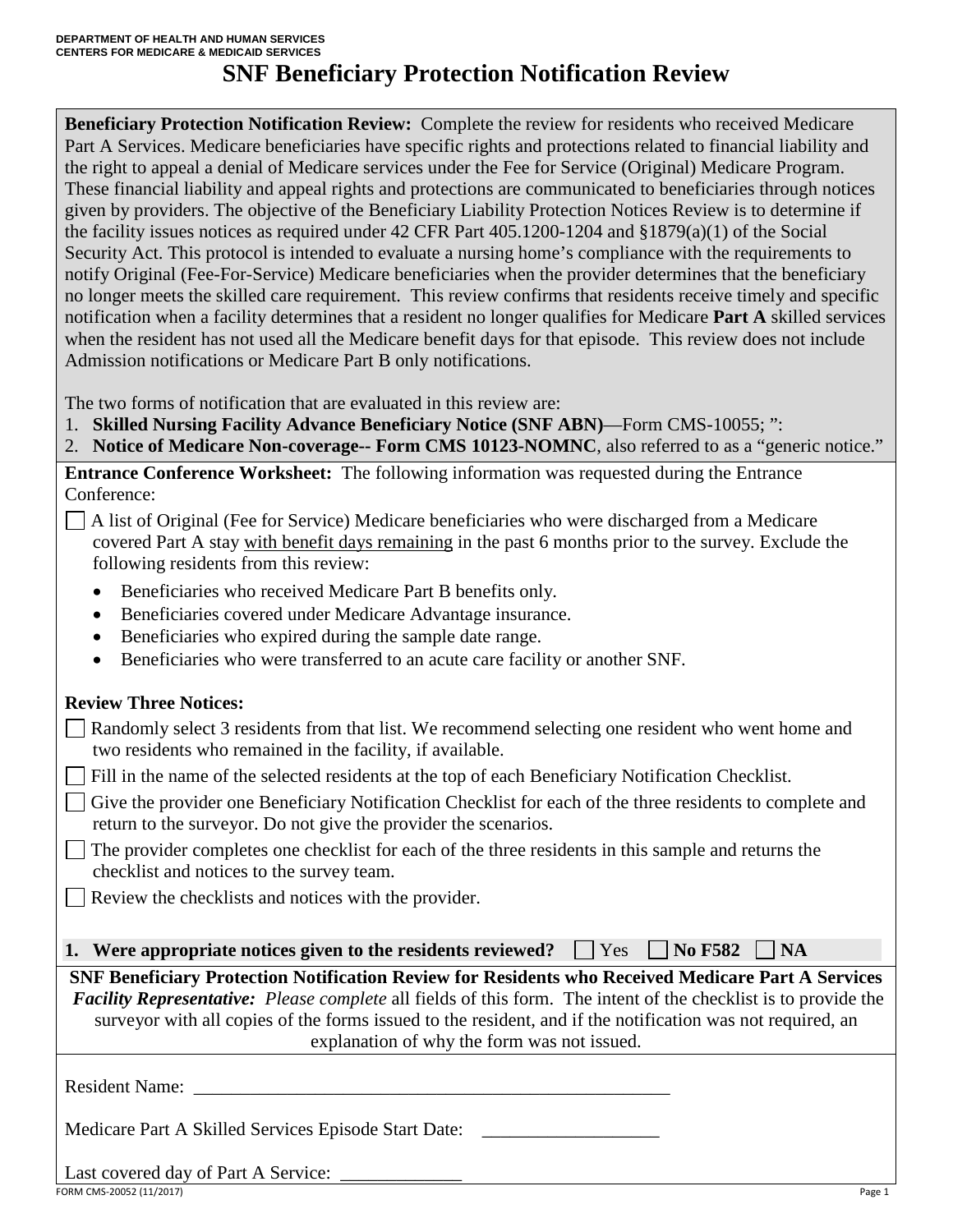DEPARTMENT OF HEALTH AND HUMAN SERVICES
CENTERS FOR MEDICARE & MEDICAID SERVICES

# SNF Beneficiary Protection Notification Review

**Beneficiary Protection Notification Review:** Complete the review for residents who received Medicare Part A Services. Medicare beneficiaries have specific rights and protections related to financial liability and the right to appeal a denial of Medicare services under the Fee for Service (Original) Medicare Program. These financial liability and appeal rights and protections are communicated to beneficiaries through notices given by providers. The objective of the Beneficiary Liability Protection Notices Review is to determine if the facility issues notices as required under 42 CFR Part 405.1200-1204 and §1879(a)(1) of the Social Security Act. This protocol is intended to evaluate a nursing home's compliance with the requirements to notify Original (Fee-For-Service) Medicare beneficiaries when the provider determines that the beneficiary no longer meets the skilled care requirement. This review confirms that residents receive timely and specific notification when a facility determines that a resident no longer qualifies for Medicare **Part A** skilled services when the resident has not used all the Medicare benefit days for that episode. This review does not include Admission notifications or Medicare Part B only notifications.

The two forms of notification that are evaluated in this review are:

1. **Skilled Nursing Facility Advance Beneficiary Notice (SNF ABN)**—Form CMS-10055; ":
2. **Notice of Medicare Non-coverage-- Form CMS 10123-NOMNC**, also referred to as a "generic notice."

**Entrance Conference Worksheet:** The following information was requested during the Entrance Conference:

☐ A list of Original (Fee for Service) Medicare beneficiaries who were discharged from a Medicare covered Part A stay with benefit days remaining in the past 6 months prior to the survey. Exclude the following residents from this review:

- Beneficiaries who received Medicare Part B benefits only.
- Beneficiaries covered under Medicare Advantage insurance.
- Beneficiaries who expired during the sample date range.
- Beneficiaries who were transferred to an acute care facility or another SNF.

**Review Three Notices:**

☐ Randomly select 3 residents from that list. We recommend selecting one resident who went home and two residents who remained in the facility, if available.

☐ Fill in the name of the selected residents at the top of each Beneficiary Notification Checklist.

☐ Give the provider one Beneficiary Notification Checklist for each of the three residents to complete and return to the surveyor. Do not give the provider the scenarios.

☐ The provider completes one checklist for each of the three residents in this sample and returns the checklist and notices to the survey team.

☐ Review the checklists and notices with the provider.

**1. Were appropriate notices given to the residents reviewed?** ☐ Yes ☐ **No F582** ☐ **NA**

**SNF Beneficiary Protection Notification Review for Residents who Received Medicare Part A Services**

***Facility Representative:*** *Please complete* all fields of this form. The intent of the checklist is to provide the surveyor with all copies of the forms issued to the resident, and if the notification was not required, an explanation of why the form was not issued.

Resident Name: ____________________________________________________

Medicare Part A Skilled Services Episode Start Date: ___________________

Last covered day of Part A Service: _____________

FORM CMS-20052 (11/2017)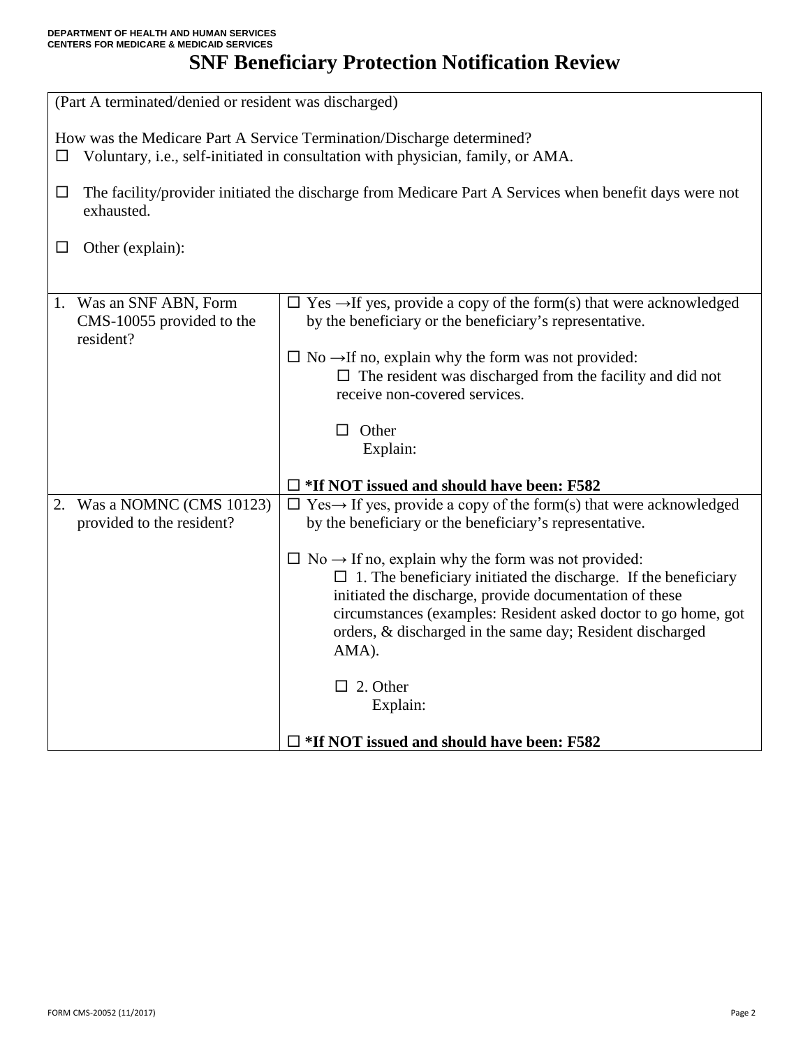# SNF Beneficiary Protection Notification Review

(Part A terminated/denied or resident was discharged)

How was the Medicare Part A Service Termination/Discharge determined?

☐ Voluntary, i.e., self-initiated in consultation with physician, family, or AMA.

☐ The facility/provider initiated the discharge from Medicare Part A Services when benefit days were not exhausted.

☐ Other (explain):

| | |
|---|---|
| 1. Was an SNF ABN, Form CMS-10055 provided to the resident? | ☐ Yes →If yes, provide a copy of the form(s) that were acknowledged by the beneficiary or the beneficiary's representative.<br><br>☐ No →If no, explain why the form was not provided:<br>☐ The resident was discharged from the facility and did not receive non-covered services.<br><br>☐ Other<br>Explain:<br><br>☐ **\*If NOT issued and should have been: F582** |
| 2. Was a NOMNC (CMS 10123) provided to the resident? | ☐ Yes→ If yes, provide a copy of the form(s) that were acknowledged by the beneficiary or the beneficiary's representative.<br><br>☐ No → If no, explain why the form was not provided:<br>☐ 1. The beneficiary initiated the discharge. If the beneficiary initiated the discharge, provide documentation of these circumstances (examples: Resident asked doctor to go home, got orders, & discharged in the same day; Resident discharged AMA).<br><br>☐ 2. Other<br>Explain:<br><br>☐ **\*If NOT issued and should have been: F582** |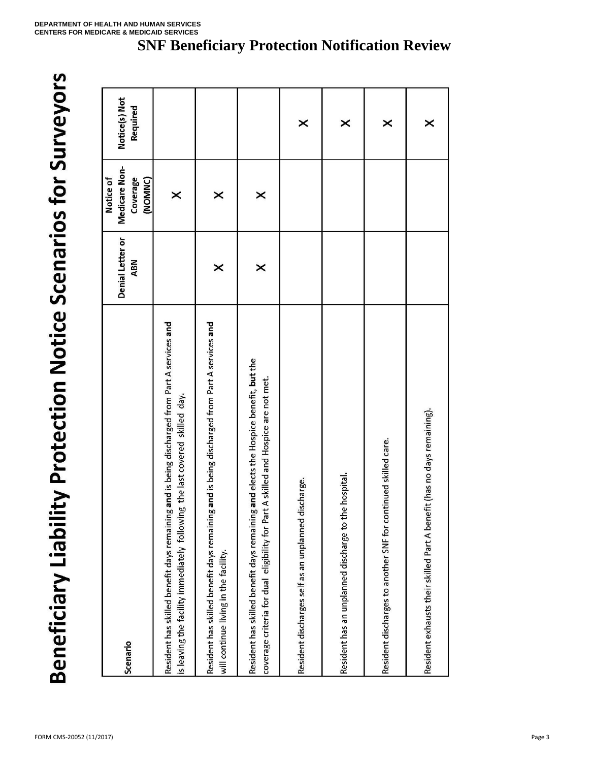DEPARTMENT OF HEALTH AND HUMAN SERVICES
CENTERS FOR MEDICARE & MEDICAID SERVICES

# SNF Beneficiary Protection Notification Review

## Beneficiary Liability Protection Notice Scenarios for Surveyors

| Scenario | Denial Letter or ABN | Notice of Medicare Non-Coverage (NOMNC) | Notice(s) Not Required |
|---|---|---|---|
| Resident has skilled benefit days remaining **and** is being discharged from Part A services **and** is leaving the facility immediately following the last covered skilled day. | | X | |
| Resident has skilled benefit days remaining **and** is being discharged from Part A services **and** will continue living in the facility. | X | X | |
| Resident has skilled benefit days remaining **and** elects the Hospice benefit, **but** the coverage criteria for dual eligibility for Part A skilled and Hospice are not met. | X | X | |
| Resident discharges self as an unplanned discharge. | | | X |
| Resident has an unplanned discharge to the hospital. | | | X |
| Resident discharges to another SNF for continued skilled care. | | | X |
| Resident exhausts their skilled Part A benefit (has no days remaining). | | | X |

FORM CMS-20052 (11/2017)